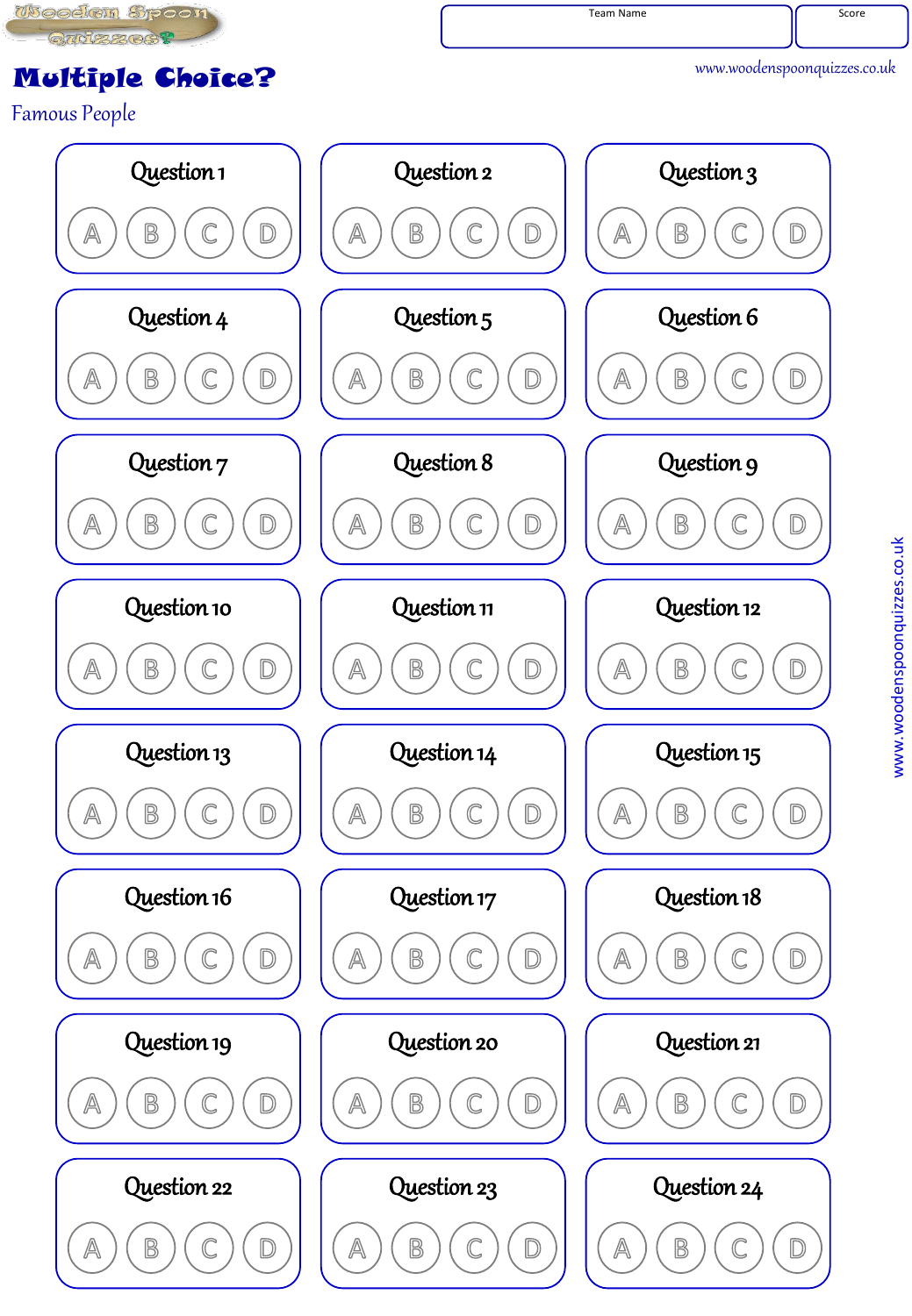Wooden Spoon Quizzes

| Team Name | Score |
|---|---|
| | |

# Multiple Choice?

## Famous People

www.woodenspoonquizzes.co.uk

| Question 1 | Question 2 | Question 3 |
|---|---|---|
| A B C D | A B C D | A B C D |
| **Question 4** | **Question 5** | **Question 6** |
| A B C D | A B C D | A B C D |
| **Question 7** | **Question 8** | **Question 9** |
| A B C D | A B C D | A B C D |
| **Question 10** | **Question 11** | **Question 12** |
| A B C D | A B C D | A B C D |
| **Question 13** | **Question 14** | **Question 15** |
| A B C D | A B C D | A B C D |
| **Question 16** | **Question 17** | **Question 18** |
| A B C D | A B C D | A B C D |
| **Question 19** | **Question 20** | **Question 21** |
| A B C D | A B C D | A B C D |
| **Question 22** | **Question 23** | **Question 24** |
| A B C D | A B C D | A B C D |

www.woodenspoonquizzes.co.uk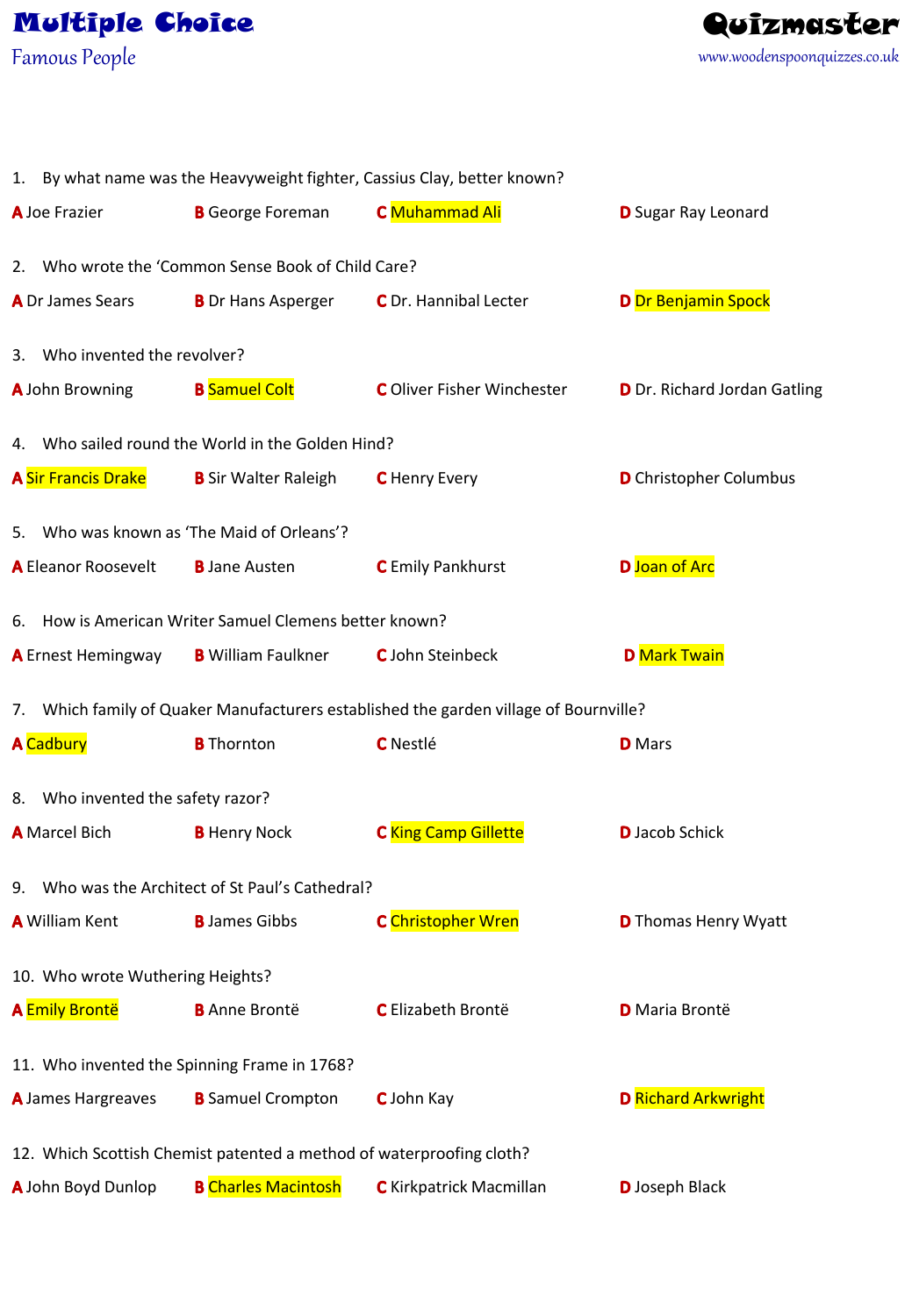# Multiple Choice

## Famous People

**Quizmaster**

www.woodenspoonquizzes.co.uk

1. By what name was the Heavyweight fighter, Cassius Clay, better known?

**A** Joe Frazier **B** George Foreman **C** Muhammad Ali **D** Sugar Ray Leonard

2. Who wrote the 'Common Sense Book of Child Care?

**A** Dr James Sears **B** Dr Hans Asperger **C** Dr. Hannibal Lecter **D** Dr Benjamin Spock

3. Who invented the revolver?

**A** John Browning **B** Samuel Colt **C** Oliver Fisher Winchester **D** Dr. Richard Jordan Gatling

4. Who sailed round the World in the Golden Hind?

**A** Sir Francis Drake **B** Sir Walter Raleigh **C** Henry Every **D** Christopher Columbus

5. Who was known as 'The Maid of Orleans'?

**A** Eleanor Roosevelt **B** Jane Austen **C** Emily Pankhurst **D** Joan of Arc

6. How is American Writer Samuel Clemens better known?

**A** Ernest Hemingway **B** William Faulkner **C** John Steinbeck **D** Mark Twain

7. Which family of Quaker Manufacturers established the garden village of Bournville?

**A** Cadbury **B** Thornton **C** Nestlé **D** Mars

8. Who invented the safety razor?

**A** Marcel Bich **B** Henry Nock **C** King Camp Gillette **D** Jacob Schick

9. Who was the Architect of St Paul's Cathedral?

**A** William Kent **B** James Gibbs **C** Christopher Wren **D** Thomas Henry Wyatt

10. Who wrote Wuthering Heights?

**A** Emily Brontë **B** Anne Brontë **C** Elizabeth Brontë **D** Maria Brontë

11. Who invented the Spinning Frame in 1768?

**A** James Hargreaves **B** Samuel Crompton **C** John Kay **D** Richard Arkwright

12. Which Scottish Chemist patented a method of waterproofing cloth?

**A** John Boyd Dunlop **B** Charles Macintosh **C** Kirkpatrick Macmillan **D** Joseph Black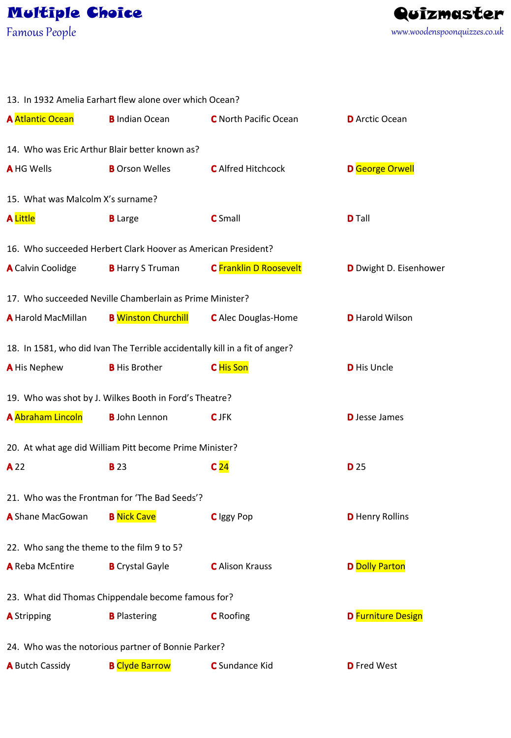# Multiple Choice

Famous People

# Quizmaster

www.woodenspoonquizzes.co.uk

13. In 1932 Amelia Earhart flew alone over which Ocean?

**A** Atlantic Ocean **B** Indian Ocean **C** North Pacific Ocean **D** Arctic Ocean

14. Who was Eric Arthur Blair better known as?

**A** HG Wells **B** Orson Welles **C** Alfred Hitchcock **D** George Orwell

15. What was Malcolm X's surname?

**A** Little **B** Large **C** Small **D** Tall

16. Who succeeded Herbert Clark Hoover as American President?

**A** Calvin Coolidge **B** Harry S Truman **C** Franklin D Roosevelt **D** Dwight D. Eisenhower

17. Who succeeded Neville Chamberlain as Prime Minister?

**A** Harold MacMillan **B** Winston Churchill **C** Alec Douglas-Home **D** Harold Wilson

18. In 1581, who did Ivan The Terrible accidentally kill in a fit of anger?

**A** His Nephew **B** His Brother **C** His Son **D** His Uncle

19. Who was shot by J. Wilkes Booth in Ford's Theatre?

**A** Abraham Lincoln **B** John Lennon **C** JFK **D** Jesse James

20. At what age did William Pitt become Prime Minister?

**A** 22 **B** 23 **C** 24 **D** 25

21. Who was the Frontman for 'The Bad Seeds'?

**A** Shane MacGowan **B** Nick Cave **C** Iggy Pop **D** Henry Rollins

22. Who sang the theme to the film 9 to 5?

**A** Reba McEntire **B** Crystal Gayle **C** Alison Krauss **D** Dolly Parton

23. What did Thomas Chippendale become famous for?

**A** Stripping **B** Plastering **C** Roofing **D** Furniture Design

24. Who was the notorious partner of Bonnie Parker?

**A** Butch Cassidy **B** Clyde Barrow **C** Sundance Kid **D** Fred West